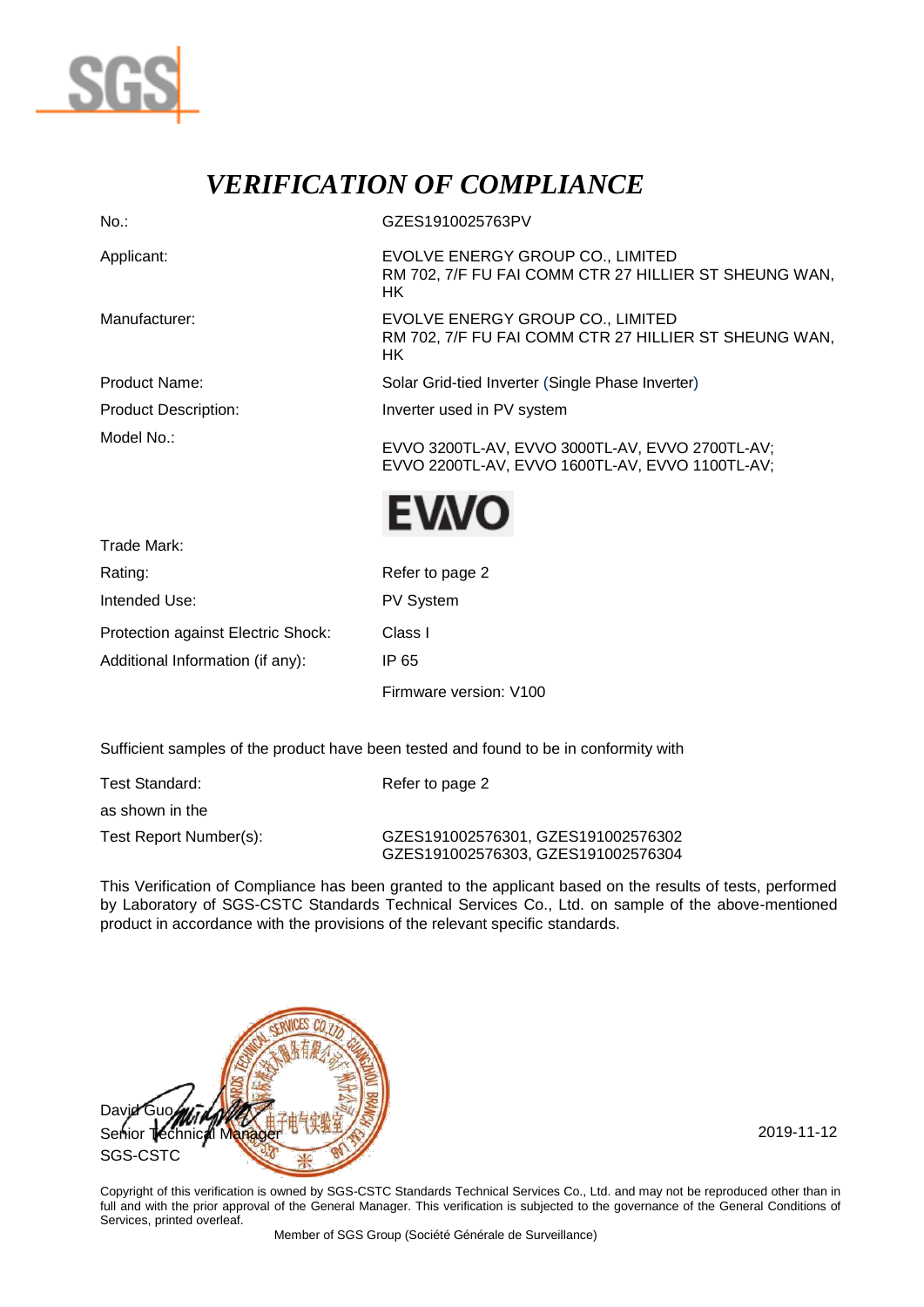# *VERIFICATION OF COMPLIANCE*

| | |
|---|---|
| No.: | GZES1910025763PV |
| Applicant: | EVOLVE ENERGY GROUP CO., LIMITED<br>RM 702, 7/F FU FAI COMM CTR 27 HILLIER ST SHEUNG WAN, HK |
| Manufacturer: | EVOLVE ENERGY GROUP CO., LIMITED<br>RM 702, 7/F FU FAI COMM CTR 27 HILLIER ST SHEUNG WAN, HK |
| Product Name: | Solar Grid-tied Inverter (Single Phase Inverter) |
| Product Description: | Inverter used in PV system |
| Model No.: | EVVO 3200TL-AV, EVVO 3000TL-AV, EVVO 2700TL-AV;<br>EVVO 2200TL-AV, EVVO 1600TL-AV, EVVO 1100TL-AV; |
| Trade Mark: | EVVO |
| Rating: | Refer to page 2 |
| Intended Use: | PV System |
| Protection against Electric Shock: | Class I |
| Additional Information (if any): | IP 65<br>Firmware version: V100 |

Sufficient samples of the product have been tested and found to be in conformity with

| | |
|---|---|
| Test Standard: | Refer to page 2 |
| as shown in the | |
| Test Report Number(s): | GZES191002576301, GZES191002576302<br>GZES191002576303, GZES191002576304 |

This Verification of Compliance has been granted to the applicant based on the results of tests, performed by Laboratory of SGS-CSTC Standards Technical Services Co., Ltd. on sample of the above-mentioned product in accordance with the provisions of the relevant specific standards.

David Guo
Senior Technical Manager
SGS-CSTC

2019-11-12

Copyright of this verification is owned by SGS-CSTC Standards Technical Services Co., Ltd. and may not be reproduced other than in full and with the prior approval of the General Manager. This verification is subjected to the governance of the General Conditions of Services, printed overleaf.

Member of SGS Group (Société Générale de Surveillance)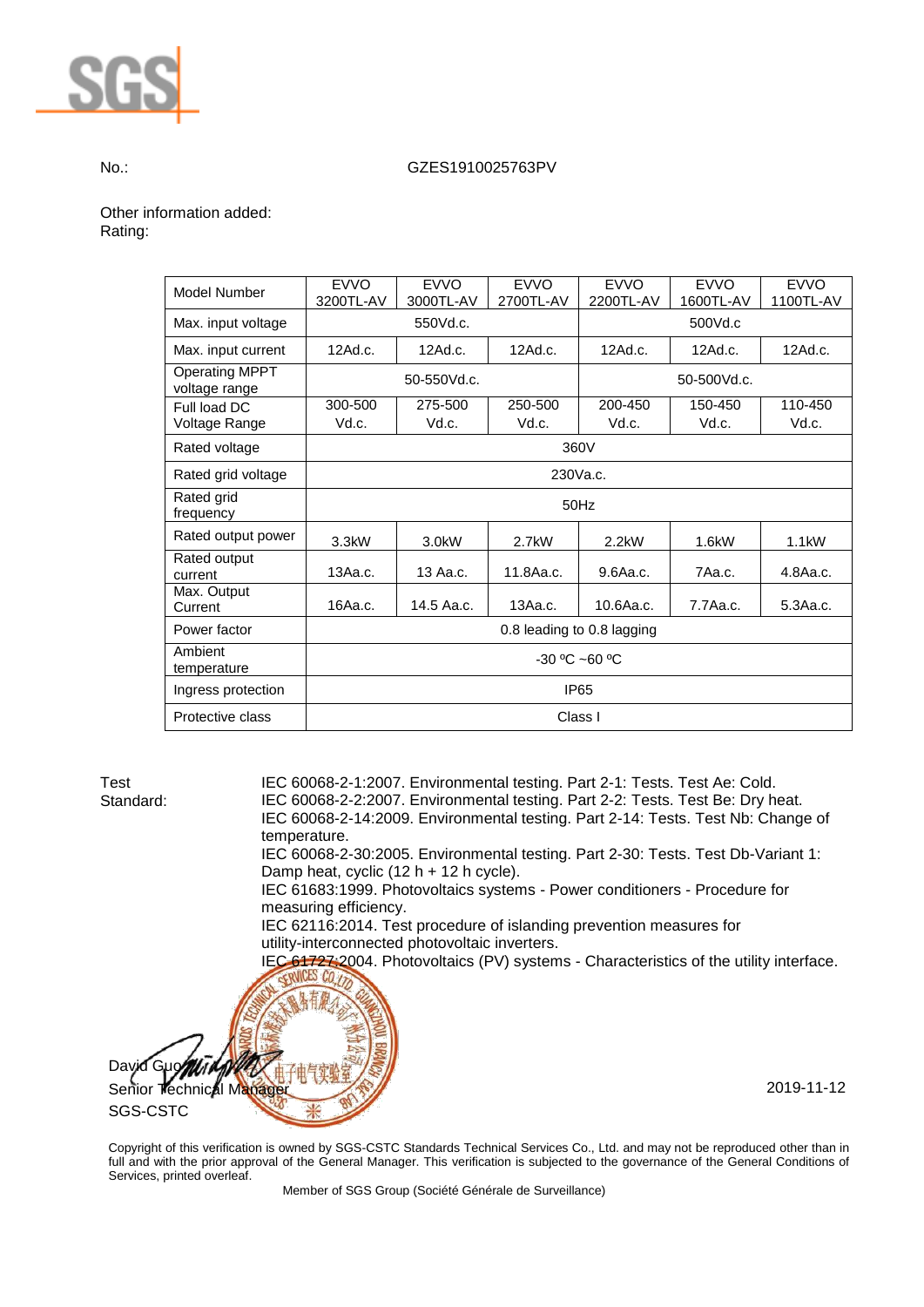No.: GZES1910025763PV

Other information added:
Rating:

| Model Number | EVVO 3200TL-AV | EVVO 3000TL-AV | EVVO 2700TL-AV | EVVO 2200TL-AV | EVVO 1600TL-AV | EVVO 1100TL-AV |
|---|---|---|---|---|---|---|
| Max. input voltage | 550Vd.c. | | | 500Vd.c | | |
| Max. input current | 12Ad.c. | 12Ad.c. | 12Ad.c. | 12Ad.c. | 12Ad.c. | 12Ad.c. |
| Operating MPPT voltage range | 50-550Vd.c. | | | 50-500Vd.c. | | |
| Full load DC Voltage Range | 300-500 Vd.c. | 275-500 Vd.c. | 250-500 Vd.c. | 200-450 Vd.c. | 150-450 Vd.c. | 110-450 Vd.c. |
| Rated voltage | 360V | | | | | |
| Rated grid voltage | 230Va.c. | | | | | |
| Rated grid frequency | 50Hz | | | | | |
| Rated output power | 3.3kW | 3.0kW | 2.7kW | 2.2kW | 1.6kW | 1.1kW |
| Rated output current | 13Aa.c. | 13 Aa.c. | 11.8Aa.c. | 9.6Aa.c. | 7Aa.c. | 4.8Aa.c. |
| Max. Output Current | 16Aa.c. | 14.5 Aa.c. | 13Aa.c. | 10.6Aa.c. | 7.7Aa.c. | 5.3Aa.c. |
| Power factor | 0.8 leading to 0.8 lagging | | | | | |
| Ambient temperature | -30 ºC ~60 ºC | | | | | |
| Ingress protection | IP65 | | | | | |
| Protective class | Class I | | | | | |

Test Standard:

IEC 60068-2-1:2007. Environmental testing. Part 2-1: Tests. Test Ae: Cold.
IEC 60068-2-2:2007. Environmental testing. Part 2-2: Tests. Test Be: Dry heat.
IEC 60068-2-14:2009. Environmental testing. Part 2-14: Tests. Test Nb: Change of temperature.
IEC 60068-2-30:2005. Environmental testing. Part 2-30: Tests. Test Db-Variant 1: Damp heat, cyclic (12 h + 12 h cycle).
IEC 61683:1999. Photovoltaics systems - Power conditioners - Procedure for measuring efficiency.
IEC 62116:2014. Test procedure of islanding prevention measures for utility-interconnected photovoltaic inverters.
IEC 61727:2004. Photovoltaics (PV) systems - Characteristics of the utility interface.

David Guo
Senior Technical Manager
SGS-CSTC

2019-11-12

Copyright of this verification is owned by SGS-CSTC Standards Technical Services Co., Ltd. and may not be reproduced other than in full and with the prior approval of the General Manager. This verification is subjected to the governance of the General Conditions of Services, printed overleaf.

Member of SGS Group (Société Générale de Surveillance)